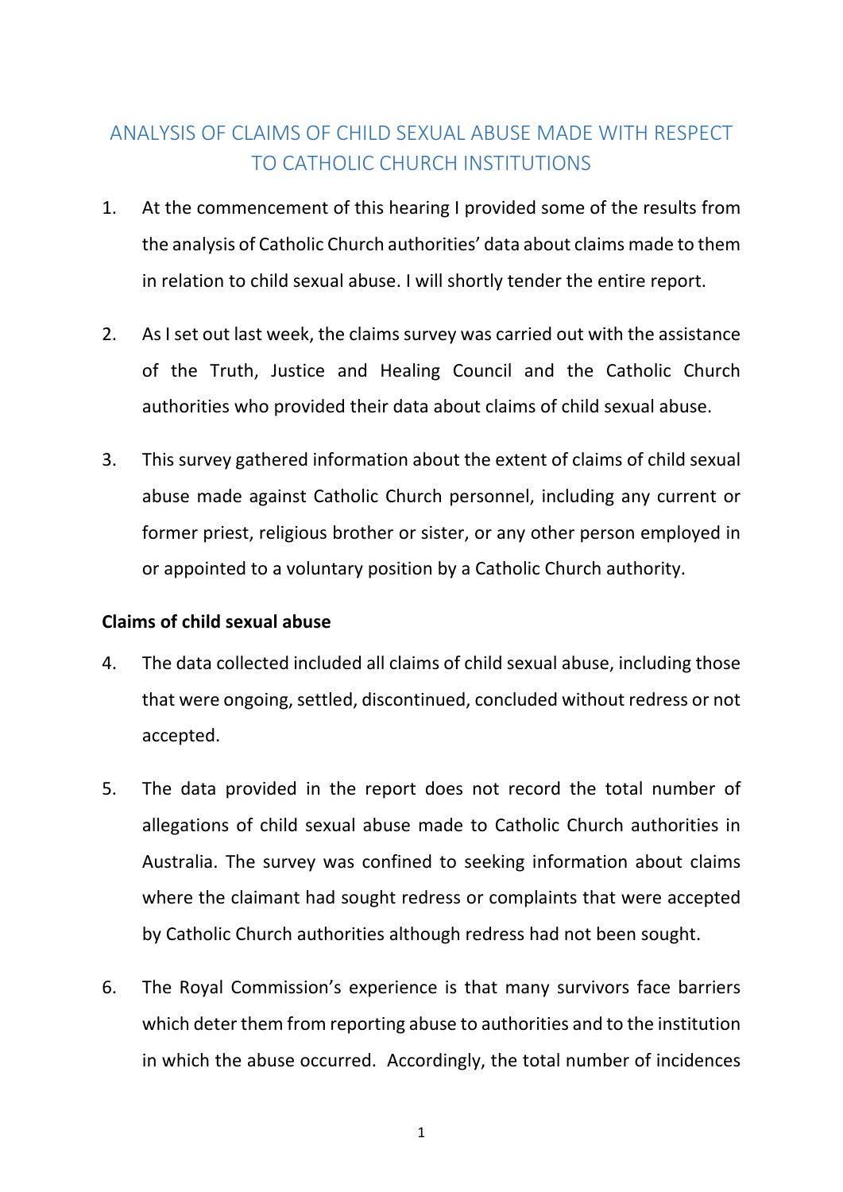# ANALYSIS OF CLAIMS OF CHILD SEXUAL ABUSE MADE WITH RESPECT TO CATHOLIC CHURCH INSTITUTIONS

1. At the commencement of this hearing I provided some of the results from the analysis of Catholic Church authorities' data about claims made to them in relation to child sexual abuse. I will shortly tender the entire report.

2. As I set out last week, the claims survey was carried out with the assistance of the Truth, Justice and Healing Council and the Catholic Church authorities who provided their data about claims of child sexual abuse.

3. This survey gathered information about the extent of claims of child sexual abuse made against Catholic Church personnel, including any current or former priest, religious brother or sister, or any other person employed in or appointed to a voluntary position by a Catholic Church authority.

**Claims of child sexual abuse**

4. The data collected included all claims of child sexual abuse, including those that were ongoing, settled, discontinued, concluded without redress or not accepted.

5. The data provided in the report does not record the total number of allegations of child sexual abuse made to Catholic Church authorities in Australia. The survey was confined to seeking information about claims where the claimant had sought redress or complaints that were accepted by Catholic Church authorities although redress had not been sought.

6. The Royal Commission's experience is that many survivors face barriers which deter them from reporting abuse to authorities and to the institution in which the abuse occurred. Accordingly, the total number of incidences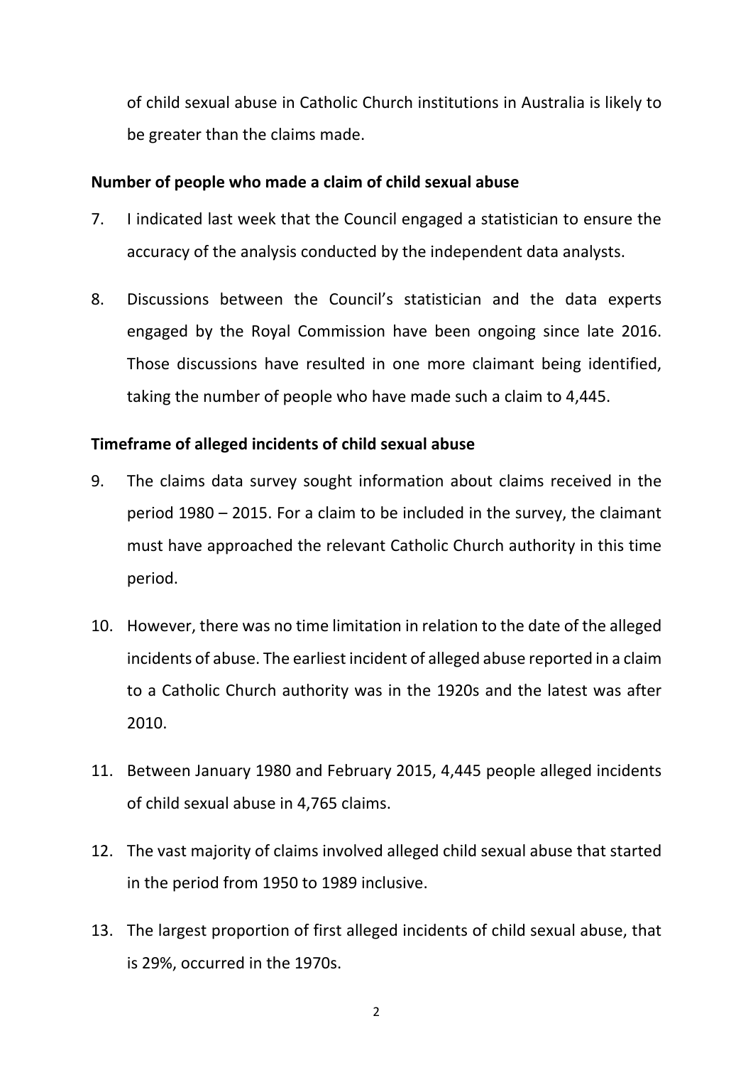of child sexual abuse in Catholic Church institutions in Australia is likely to be greater than the claims made.

**Number of people who made a claim of child sexual abuse**

7. I indicated last week that the Council engaged a statistician to ensure the accuracy of the analysis conducted by the independent data analysts.

8. Discussions between the Council's statistician and the data experts engaged by the Royal Commission have been ongoing since late 2016. Those discussions have resulted in one more claimant being identified, taking the number of people who have made such a claim to 4,445.

**Timeframe of alleged incidents of child sexual abuse**

9. The claims data survey sought information about claims received in the period 1980 – 2015. For a claim to be included in the survey, the claimant must have approached the relevant Catholic Church authority in this time period.

10. However, there was no time limitation in relation to the date of the alleged incidents of abuse. The earliest incident of alleged abuse reported in a claim to a Catholic Church authority was in the 1920s and the latest was after 2010.

11. Between January 1980 and February 2015, 4,445 people alleged incidents of child sexual abuse in 4,765 claims.

12. The vast majority of claims involved alleged child sexual abuse that started in the period from 1950 to 1989 inclusive.

13. The largest proportion of first alleged incidents of child sexual abuse, that is 29%, occurred in the 1970s.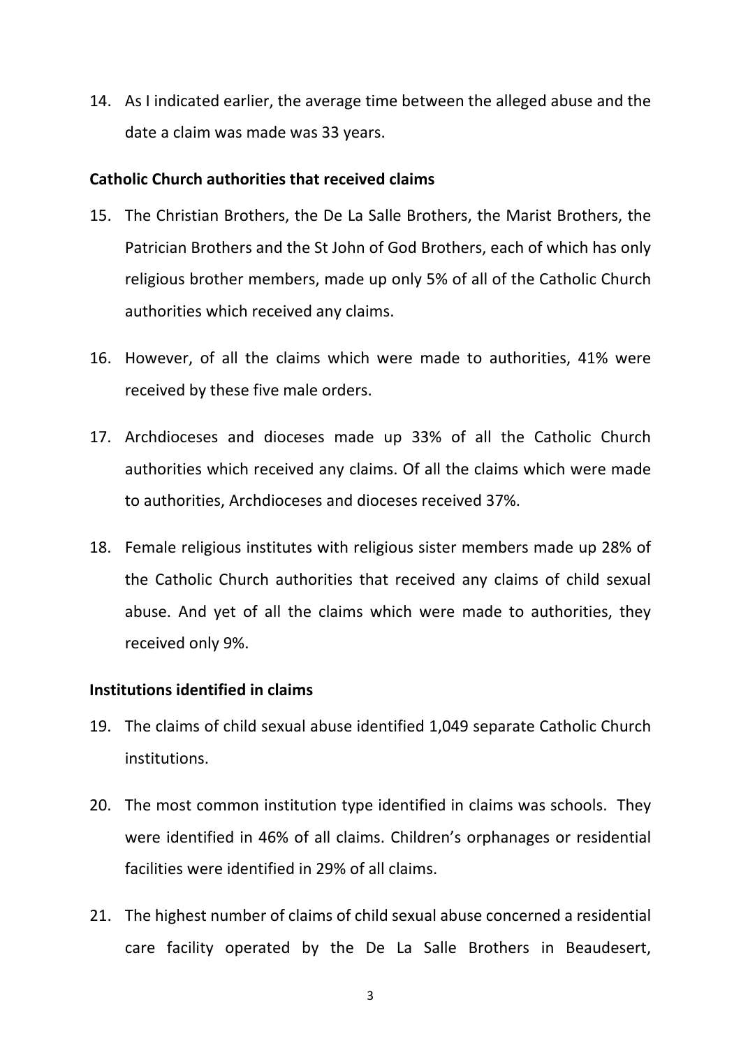14. As I indicated earlier, the average time between the alleged abuse and the date a claim was made was 33 years.

**Catholic Church authorities that received claims**

15. The Christian Brothers, the De La Salle Brothers, the Marist Brothers, the Patrician Brothers and the St John of God Brothers, each of which has only religious brother members, made up only 5% of all of the Catholic Church authorities which received any claims.

16. However, of all the claims which were made to authorities, 41% were received by these five male orders.

17. Archdioceses and dioceses made up 33% of all the Catholic Church authorities which received any claims. Of all the claims which were made to authorities, Archdioceses and dioceses received 37%.

18. Female religious institutes with religious sister members made up 28% of the Catholic Church authorities that received any claims of child sexual abuse. And yet of all the claims which were made to authorities, they received only 9%.

**Institutions identified in claims**

19. The claims of child sexual abuse identified 1,049 separate Catholic Church institutions.

20. The most common institution type identified in claims was schools. They were identified in 46% of all claims. Children's orphanages or residential facilities were identified in 29% of all claims.

21. The highest number of claims of child sexual abuse concerned a residential care facility operated by the De La Salle Brothers in Beaudesert,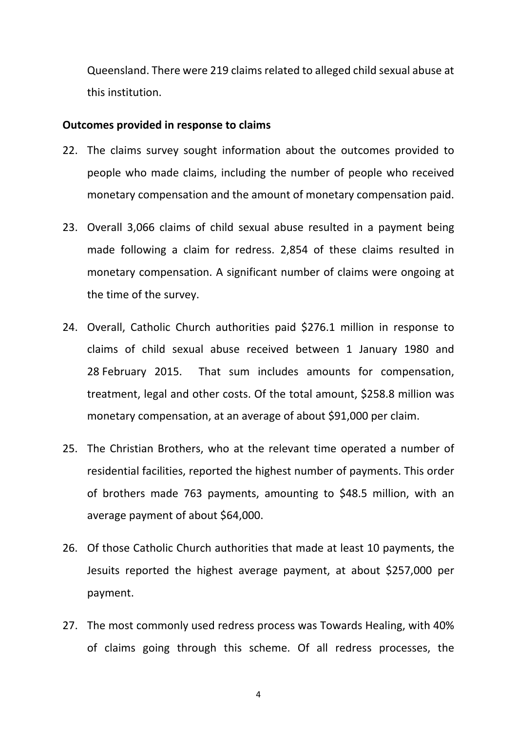Queensland. There were 219 claims related to alleged child sexual abuse at this institution.

**Outcomes provided in response to claims**

22. The claims survey sought information about the outcomes provided to people who made claims, including the number of people who received monetary compensation and the amount of monetary compensation paid.

23. Overall 3,066 claims of child sexual abuse resulted in a payment being made following a claim for redress. 2,854 of these claims resulted in monetary compensation. A significant number of claims were ongoing at the time of the survey.

24. Overall, Catholic Church authorities paid $276.1 million in response to claims of child sexual abuse received between 1 January 1980 and 28 February 2015. That sum includes amounts for compensation, treatment, legal and other costs. Of the total amount, $258.8 million was monetary compensation, at an average of about $91,000 per claim.

25. The Christian Brothers, who at the relevant time operated a number of residential facilities, reported the highest number of payments. This order of brothers made 763 payments, amounting to $48.5 million, with an average payment of about $64,000.

26. Of those Catholic Church authorities that made at least 10 payments, the Jesuits reported the highest average payment, at about $257,000 per payment.

27. The most commonly used redress process was Towards Healing, with 40% of claims going through this scheme. Of all redress processes, the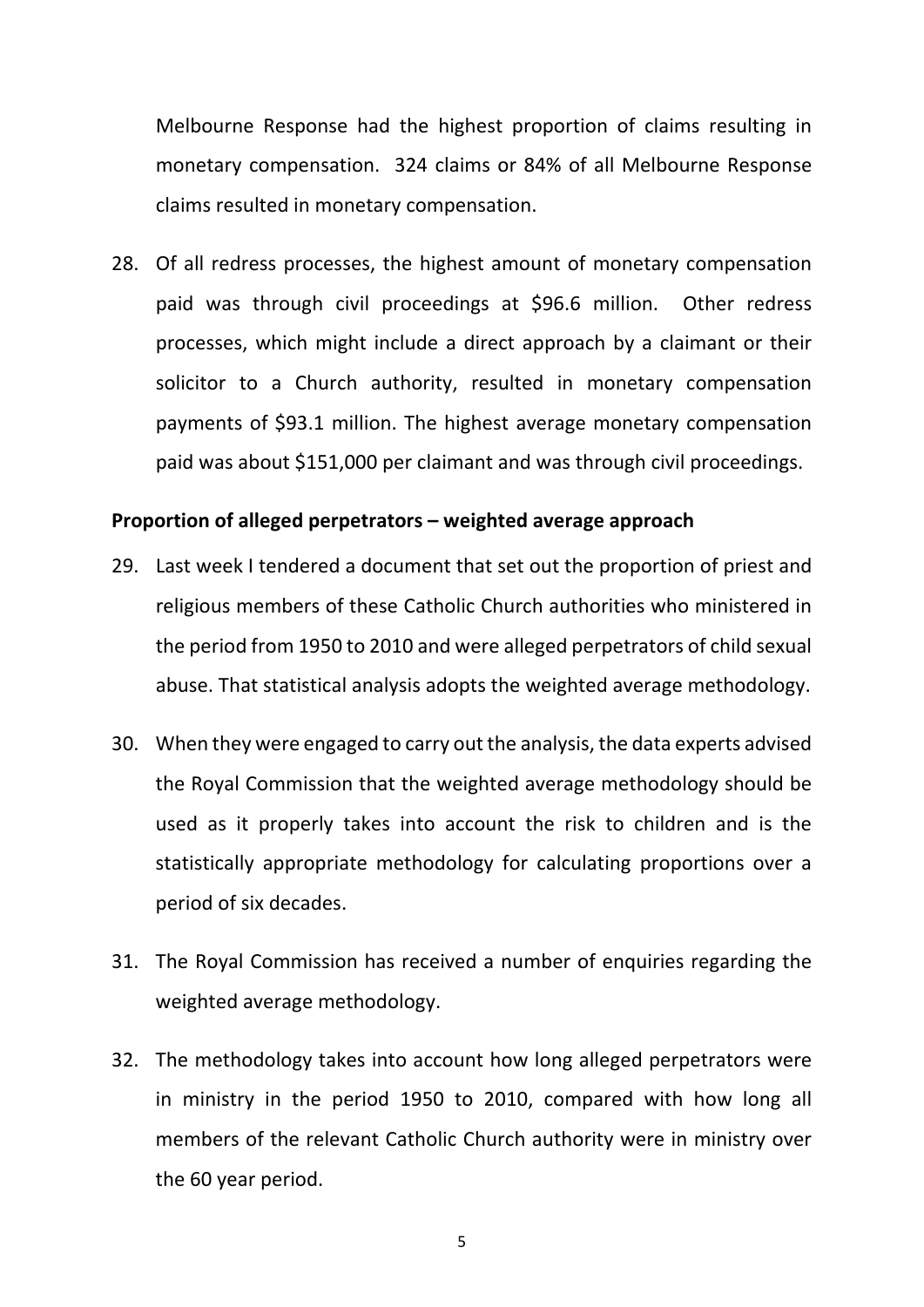Melbourne Response had the highest proportion of claims resulting in monetary compensation. 324 claims or 84% of all Melbourne Response claims resulted in monetary compensation.

28. Of all redress processes, the highest amount of monetary compensation paid was through civil proceedings at $96.6 million. Other redress processes, which might include a direct approach by a claimant or their solicitor to a Church authority, resulted in monetary compensation payments of $93.1 million. The highest average monetary compensation paid was about $151,000 per claimant and was through civil proceedings.

**Proportion of alleged perpetrators – weighted average approach**

29. Last week I tendered a document that set out the proportion of priest and religious members of these Catholic Church authorities who ministered in the period from 1950 to 2010 and were alleged perpetrators of child sexual abuse. That statistical analysis adopts the weighted average methodology.

30. When they were engaged to carry out the analysis, the data experts advised the Royal Commission that the weighted average methodology should be used as it properly takes into account the risk to children and is the statistically appropriate methodology for calculating proportions over a period of six decades.

31. The Royal Commission has received a number of enquiries regarding the weighted average methodology.

32. The methodology takes into account how long alleged perpetrators were in ministry in the period 1950 to 2010, compared with how long all members of the relevant Catholic Church authority were in ministry over the 60 year period.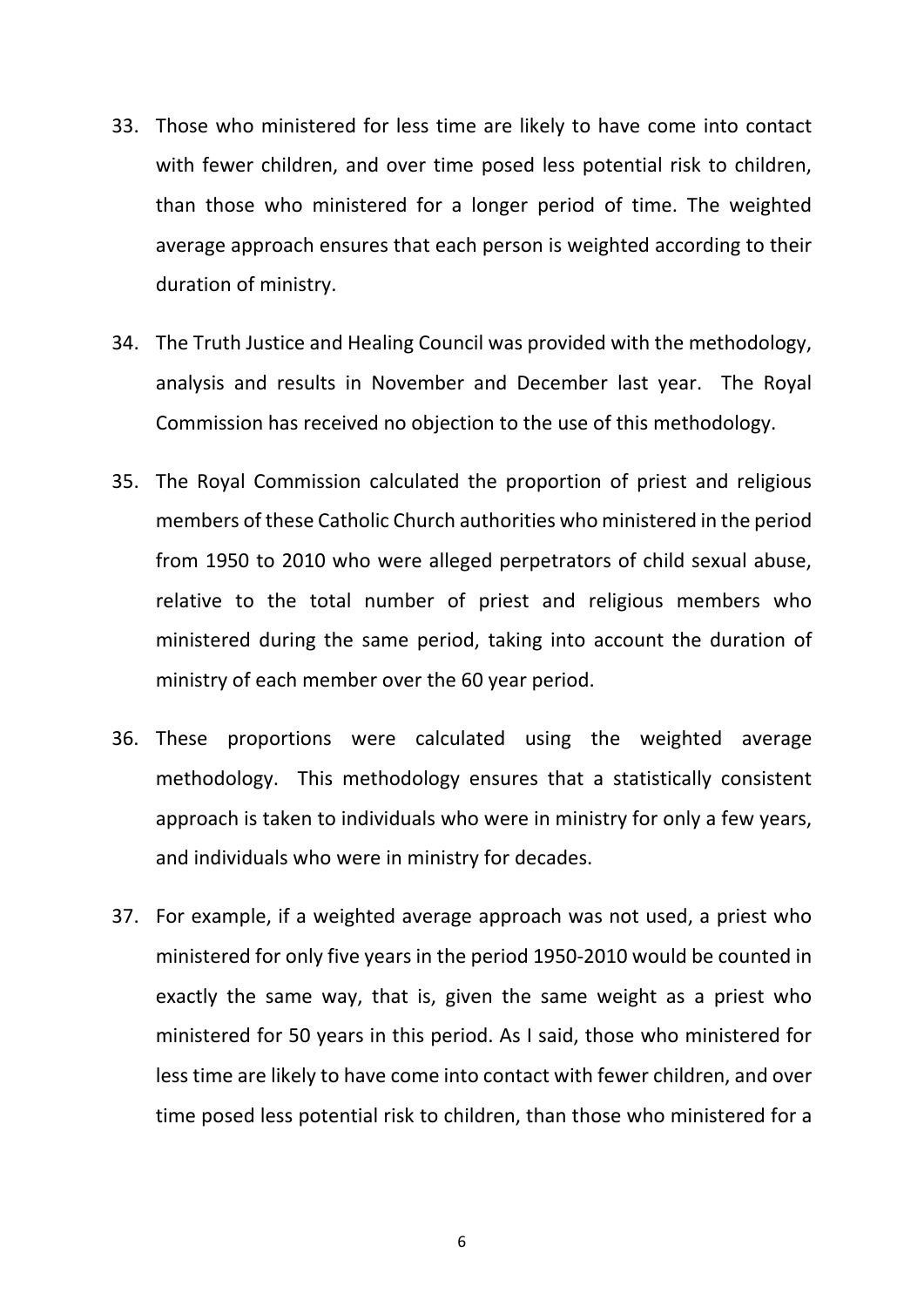33. Those who ministered for less time are likely to have come into contact with fewer children, and over time posed less potential risk to children, than those who ministered for a longer period of time. The weighted average approach ensures that each person is weighted according to their duration of ministry.

34. The Truth Justice and Healing Council was provided with the methodology, analysis and results in November and December last year. The Royal Commission has received no objection to the use of this methodology.

35. The Royal Commission calculated the proportion of priest and religious members of these Catholic Church authorities who ministered in the period from 1950 to 2010 who were alleged perpetrators of child sexual abuse, relative to the total number of priest and religious members who ministered during the same period, taking into account the duration of ministry of each member over the 60 year period.

36. These proportions were calculated using the weighted average methodology. This methodology ensures that a statistically consistent approach is taken to individuals who were in ministry for only a few years, and individuals who were in ministry for decades.

37. For example, if a weighted average approach was not used, a priest who ministered for only five years in the period 1950-2010 would be counted in exactly the same way, that is, given the same weight as a priest who ministered for 50 years in this period. As I said, those who ministered for less time are likely to have come into contact with fewer children, and over time posed less potential risk to children, than those who ministered for a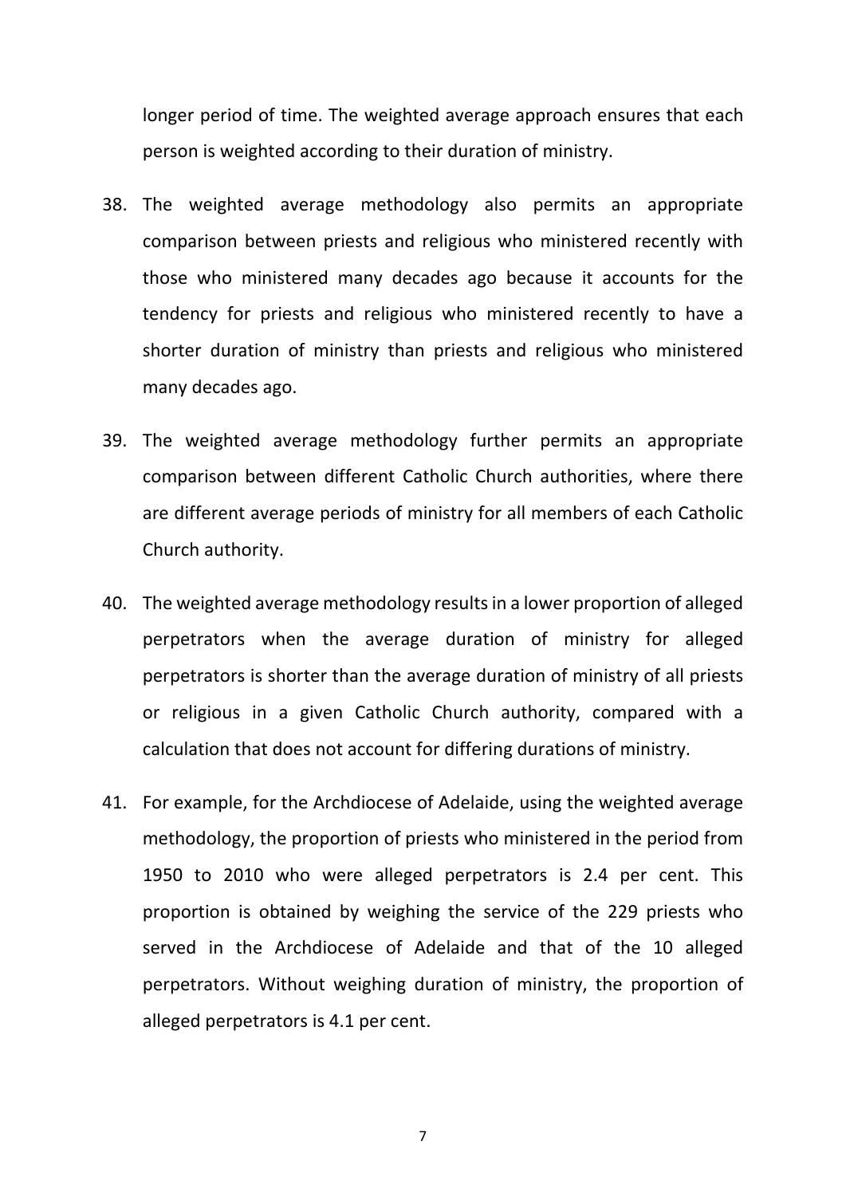longer period of time. The weighted average approach ensures that each person is weighted according to their duration of ministry.

38. The weighted average methodology also permits an appropriate comparison between priests and religious who ministered recently with those who ministered many decades ago because it accounts for the tendency for priests and religious who ministered recently to have a shorter duration of ministry than priests and religious who ministered many decades ago.

39. The weighted average methodology further permits an appropriate comparison between different Catholic Church authorities, where there are different average periods of ministry for all members of each Catholic Church authority.

40. The weighted average methodology results in a lower proportion of alleged perpetrators when the average duration of ministry for alleged perpetrators is shorter than the average duration of ministry of all priests or religious in a given Catholic Church authority, compared with a calculation that does not account for differing durations of ministry.

41. For example, for the Archdiocese of Adelaide, using the weighted average methodology, the proportion of priests who ministered in the period from 1950 to 2010 who were alleged perpetrators is 2.4 per cent. This proportion is obtained by weighing the service of the 229 priests who served in the Archdiocese of Adelaide and that of the 10 alleged perpetrators. Without weighing duration of ministry, the proportion of alleged perpetrators is 4.1 per cent.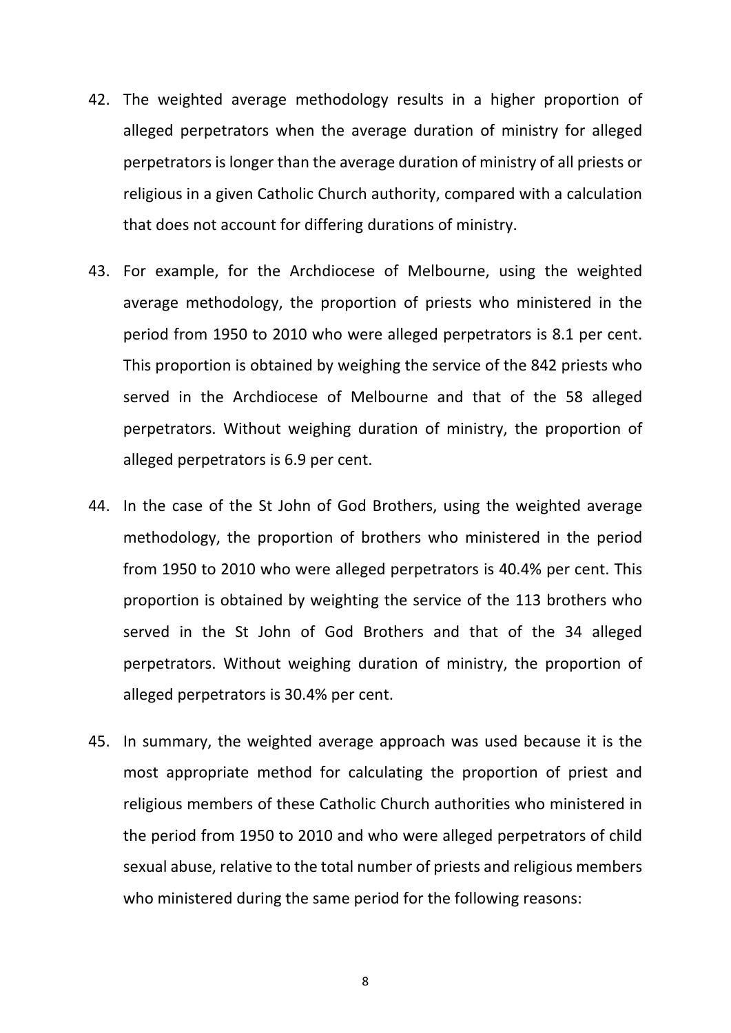42. The weighted average methodology results in a higher proportion of alleged perpetrators when the average duration of ministry for alleged perpetrators is longer than the average duration of ministry of all priests or religious in a given Catholic Church authority, compared with a calculation that does not account for differing durations of ministry.

43. For example, for the Archdiocese of Melbourne, using the weighted average methodology, the proportion of priests who ministered in the period from 1950 to 2010 who were alleged perpetrators is 8.1 per cent. This proportion is obtained by weighing the service of the 842 priests who served in the Archdiocese of Melbourne and that of the 58 alleged perpetrators. Without weighing duration of ministry, the proportion of alleged perpetrators is 6.9 per cent.

44. In the case of the St John of God Brothers, using the weighted average methodology, the proportion of brothers who ministered in the period from 1950 to 2010 who were alleged perpetrators is 40.4% per cent. This proportion is obtained by weighting the service of the 113 brothers who served in the St John of God Brothers and that of the 34 alleged perpetrators. Without weighing duration of ministry, the proportion of alleged perpetrators is 30.4% per cent.

45. In summary, the weighted average approach was used because it is the most appropriate method for calculating the proportion of priest and religious members of these Catholic Church authorities who ministered in the period from 1950 to 2010 and who were alleged perpetrators of child sexual abuse, relative to the total number of priests and religious members who ministered during the same period for the following reasons: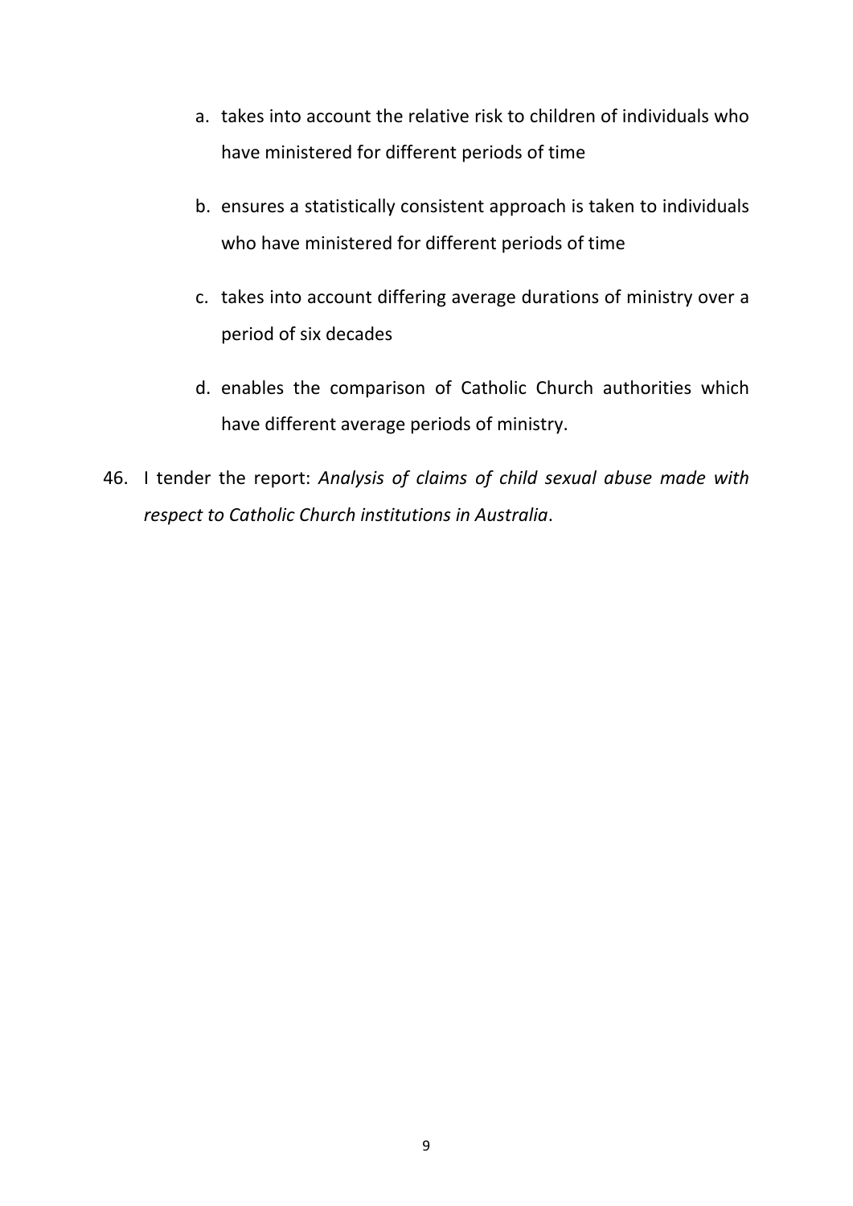a. takes into account the relative risk to children of individuals who have ministered for different periods of time

b. ensures a statistically consistent approach is taken to individuals who have ministered for different periods of time

c. takes into account differing average durations of ministry over a period of six decades

d. enables the comparison of Catholic Church authorities which have different average periods of ministry.

46. I tender the report: *Analysis of claims of child sexual abuse made with respect to Catholic Church institutions in Australia*.